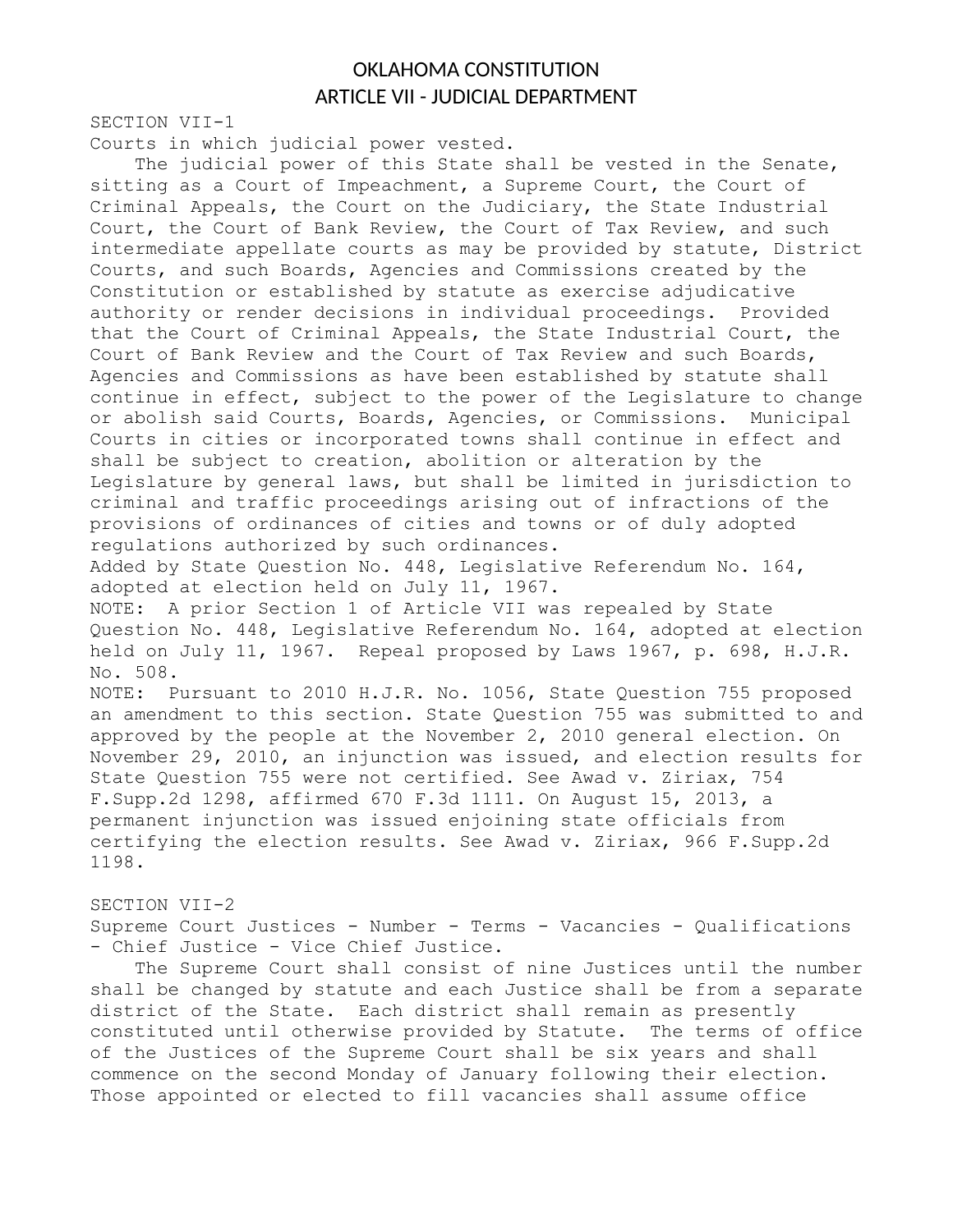# OKLAHOMA CONSTITUTION
## ARTICLE VII - JUDICIAL DEPARTMENT

SECTION VII-1

Courts in which judicial power vested.

The judicial power of this State shall be vested in the Senate, sitting as a Court of Impeachment, a Supreme Court, the Court of Criminal Appeals, the Court on the Judiciary, the State Industrial Court, the Court of Bank Review, the Court of Tax Review, and such intermediate appellate courts as may be provided by statute, District Courts, and such Boards, Agencies and Commissions created by the Constitution or established by statute as exercise adjudicative authority or render decisions in individual proceedings. Provided that the Court of Criminal Appeals, the State Industrial Court, the Court of Bank Review and the Court of Tax Review and such Boards, Agencies and Commissions as have been established by statute shall continue in effect, subject to the power of the Legislature to change or abolish said Courts, Boards, Agencies, or Commissions. Municipal Courts in cities or incorporated towns shall continue in effect and shall be subject to creation, abolition or alteration by the Legislature by general laws, but shall be limited in jurisdiction to criminal and traffic proceedings arising out of infractions of the provisions of ordinances of cities and towns or of duly adopted regulations authorized by such ordinances.

Added by State Question No. 448, Legislative Referendum No. 164, adopted at election held on July 11, 1967.

NOTE: A prior Section 1 of Article VII was repealed by State Question No. 448, Legislative Referendum No. 164, adopted at election held on July 11, 1967. Repeal proposed by Laws 1967, p. 698, H.J.R. No. 508.

NOTE: Pursuant to 2010 H.J.R. No. 1056, State Question 755 proposed an amendment to this section. State Question 755 was submitted to and approved by the people at the November 2, 2010 general election. On November 29, 2010, an injunction was issued, and election results for State Question 755 were not certified. See Awad v. Ziriax, 754 F.Supp.2d 1298, affirmed 670 F.3d 1111. On August 15, 2013, a permanent injunction was issued enjoining state officials from certifying the election results. See Awad v. Ziriax, 966 F.Supp.2d 1198.

SECTION VII-2

Supreme Court Justices - Number - Terms - Vacancies - Qualifications - Chief Justice - Vice Chief Justice.

The Supreme Court shall consist of nine Justices until the number shall be changed by statute and each Justice shall be from a separate district of the State. Each district shall remain as presently constituted until otherwise provided by Statute. The terms of office of the Justices of the Supreme Court shall be six years and shall commence on the second Monday of January following their election. Those appointed or elected to fill vacancies shall assume office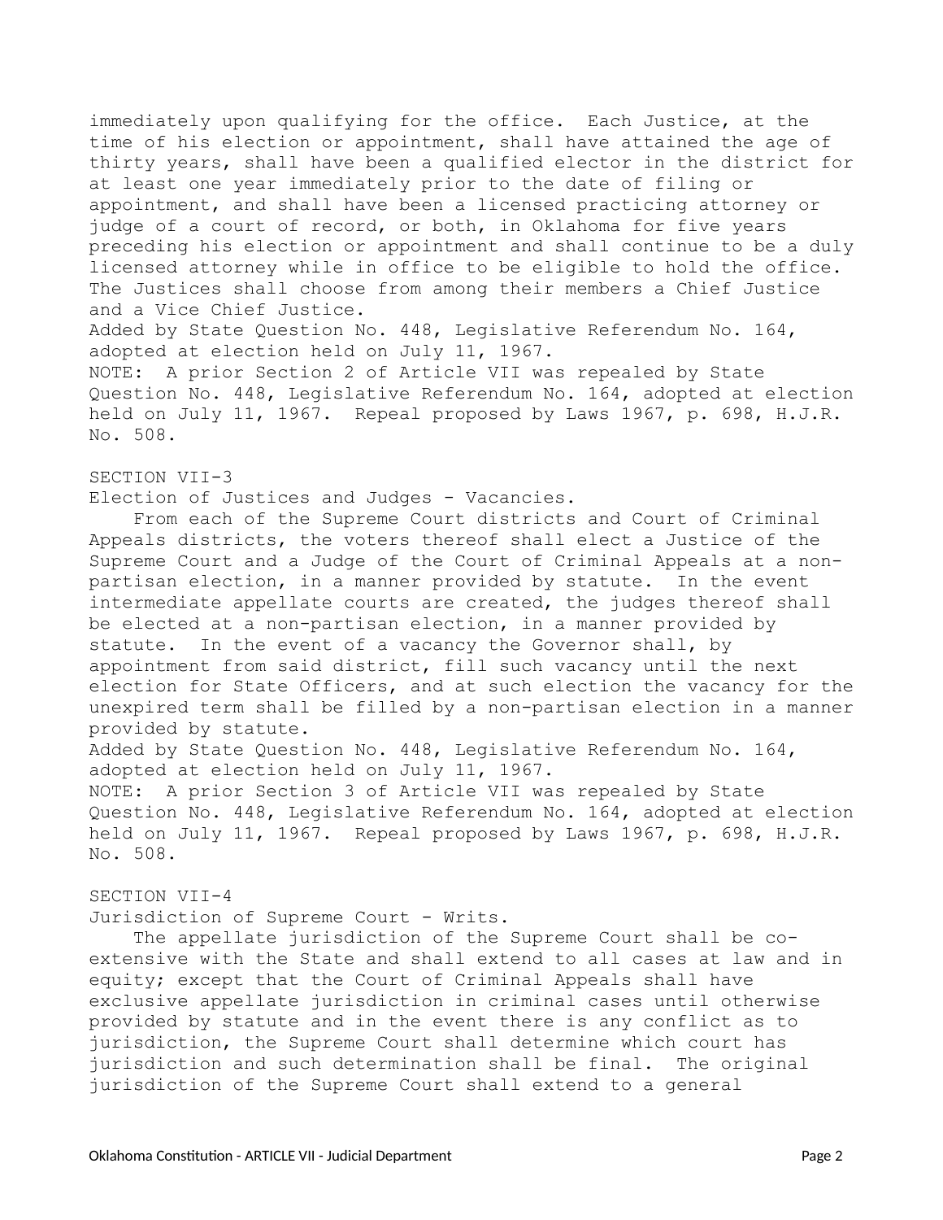immediately upon qualifying for the office. Each Justice, at the time of his election or appointment, shall have attained the age of thirty years, shall have been a qualified elector in the district for at least one year immediately prior to the date of filing or appointment, and shall have been a licensed practicing attorney or judge of a court of record, or both, in Oklahoma for five years preceding his election or appointment and shall continue to be a duly licensed attorney while in office to be eligible to hold the office. The Justices shall choose from among their members a Chief Justice and a Vice Chief Justice.

Added by State Question No. 448, Legislative Referendum No. 164, adopted at election held on July 11, 1967.

NOTE: A prior Section 2 of Article VII was repealed by State Question No. 448, Legislative Referendum No. 164, adopted at election held on July 11, 1967. Repeal proposed by Laws 1967, p. 698, H.J.R. No. 508.

## SECTION VII-3

### Election of Justices and Judges - Vacancies.

From each of the Supreme Court districts and Court of Criminal Appeals districts, the voters thereof shall elect a Justice of the Supreme Court and a Judge of the Court of Criminal Appeals at a non-partisan election, in a manner provided by statute. In the event intermediate appellate courts are created, the judges thereof shall be elected at a non-partisan election, in a manner provided by statute. In the event of a vacancy the Governor shall, by appointment from said district, fill such vacancy until the next election for State Officers, and at such election the vacancy for the unexpired term shall be filled by a non-partisan election in a manner provided by statute.

Added by State Question No. 448, Legislative Referendum No. 164, adopted at election held on July 11, 1967.

NOTE: A prior Section 3 of Article VII was repealed by State Question No. 448, Legislative Referendum No. 164, adopted at election held on July 11, 1967. Repeal proposed by Laws 1967, p. 698, H.J.R. No. 508.

## SECTION VII-4

### Jurisdiction of Supreme Court - Writs.

The appellate jurisdiction of the Supreme Court shall be co-extensive with the State and shall extend to all cases at law and in equity; except that the Court of Criminal Appeals shall have exclusive appellate jurisdiction in criminal cases until otherwise provided by statute and in the event there is any conflict as to jurisdiction, the Supreme Court shall determine which court has jurisdiction and such determination shall be final. The original jurisdiction of the Supreme Court shall extend to a general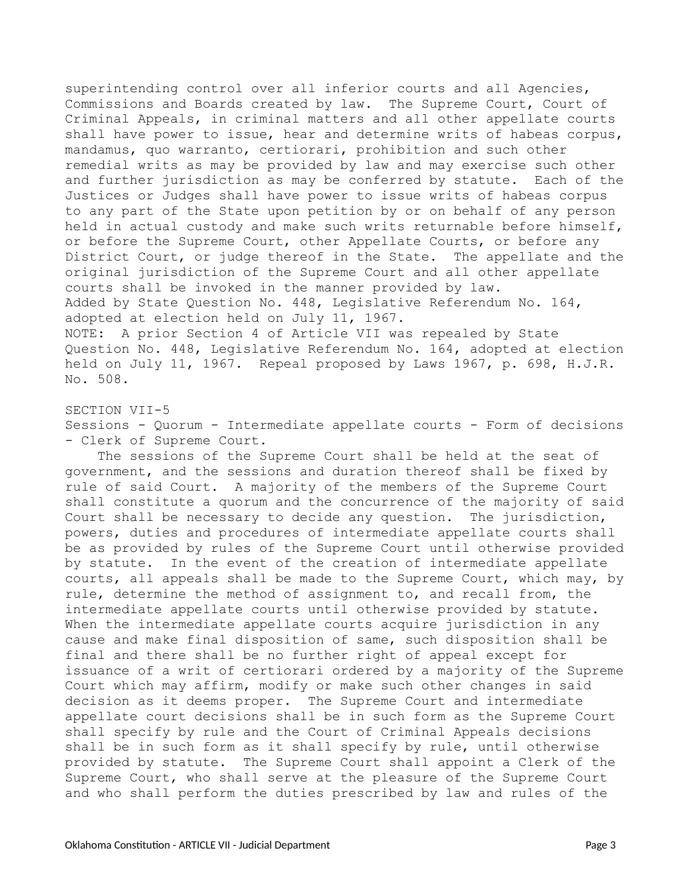superintending control over all inferior courts and all Agencies, Commissions and Boards created by law. The Supreme Court, Court of Criminal Appeals, in criminal matters and all other appellate courts shall have power to issue, hear and determine writs of habeas corpus, mandamus, quo warranto, certiorari, prohibition and such other remedial writs as may be provided by law and may exercise such other and further jurisdiction as may be conferred by statute. Each of the Justices or Judges shall have power to issue writs of habeas corpus to any part of the State upon petition by or on behalf of any person held in actual custody and make such writs returnable before himself, or before the Supreme Court, other Appellate Courts, or before any District Court, or judge thereof in the State. The appellate and the original jurisdiction of the Supreme Court and all other appellate courts shall be invoked in the manner provided by law.
Added by State Question No. 448, Legislative Referendum No. 164, adopted at election held on July 11, 1967.
NOTE: A prior Section 4 of Article VII was repealed by State Question No. 448, Legislative Referendum No. 164, adopted at election held on July 11, 1967. Repeal proposed by Laws 1967, p. 698, H.J.R. No. 508.

SECTION VII-5
Sessions - Quorum - Intermediate appellate courts - Form of decisions - Clerk of Supreme Court.

The sessions of the Supreme Court shall be held at the seat of government, and the sessions and duration thereof shall be fixed by rule of said Court. A majority of the members of the Supreme Court shall constitute a quorum and the concurrence of the majority of said Court shall be necessary to decide any question. The jurisdiction, powers, duties and procedures of intermediate appellate courts shall be as provided by rules of the Supreme Court until otherwise provided by statute. In the event of the creation of intermediate appellate courts, all appeals shall be made to the Supreme Court, which may, by rule, determine the method of assignment to, and recall from, the intermediate appellate courts until otherwise provided by statute. When the intermediate appellate courts acquire jurisdiction in any cause and make final disposition of same, such disposition shall be final and there shall be no further right of appeal except for issuance of a writ of certiorari ordered by a majority of the Supreme Court which may affirm, modify or make such other changes in said decision as it deems proper. The Supreme Court and intermediate appellate court decisions shall be in such form as the Supreme Court shall specify by rule and the Court of Criminal Appeals decisions shall be in such form as it shall specify by rule, until otherwise provided by statute. The Supreme Court shall appoint a Clerk of the Supreme Court, who shall serve at the pleasure of the Supreme Court and who shall perform the duties prescribed by law and rules of the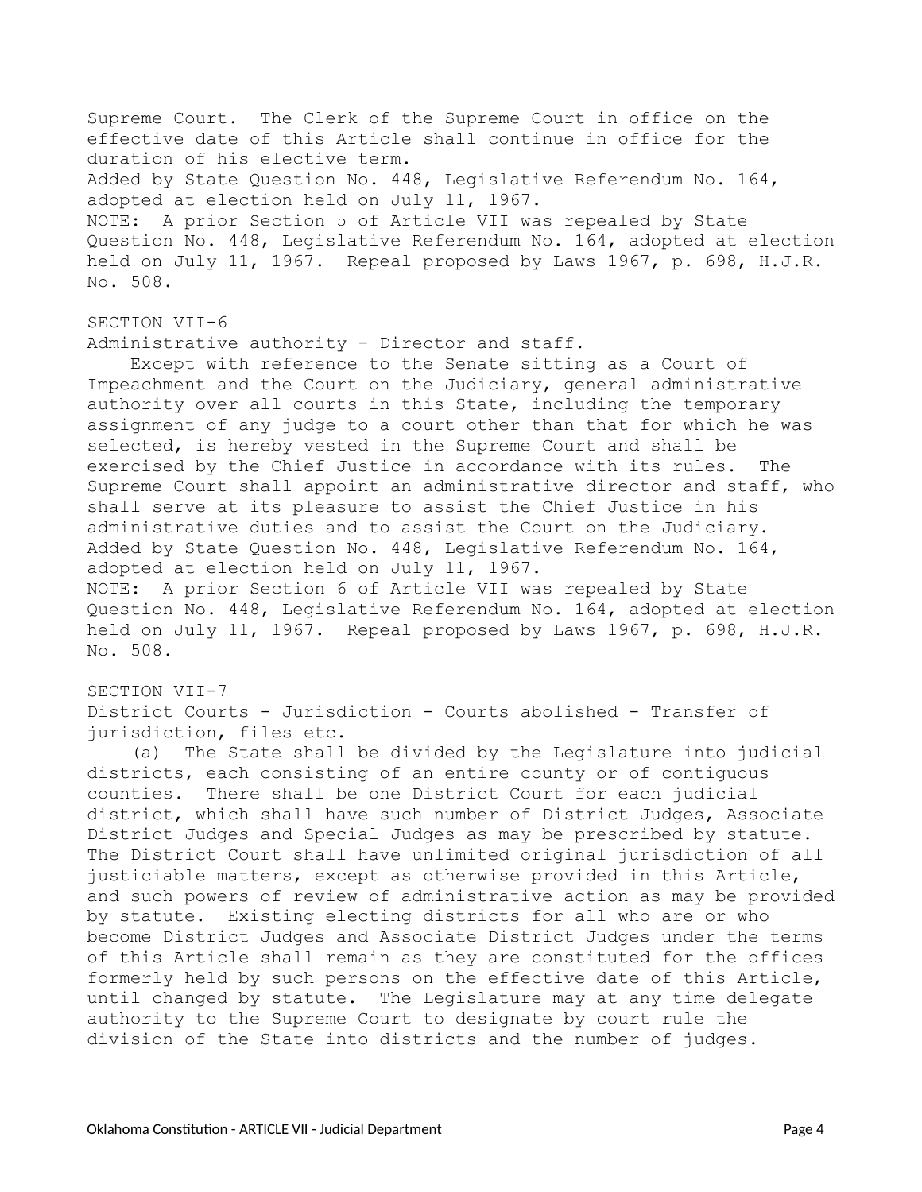Supreme Court. The Clerk of the Supreme Court in office on the effective date of this Article shall continue in office for the duration of his elective term.

Added by State Question No. 448, Legislative Referendum No. 164, adopted at election held on July 11, 1967.

NOTE: A prior Section 5 of Article VII was repealed by State Question No. 448, Legislative Referendum No. 164, adopted at election held on July 11, 1967. Repeal proposed by Laws 1967, p. 698, H.J.R. No. 508.

## SECTION VII-6

Administrative authority - Director and staff.

Except with reference to the Senate sitting as a Court of Impeachment and the Court on the Judiciary, general administrative authority over all courts in this State, including the temporary assignment of any judge to a court other than that for which he was selected, is hereby vested in the Supreme Court and shall be exercised by the Chief Justice in accordance with its rules. The Supreme Court shall appoint an administrative director and staff, who shall serve at its pleasure to assist the Chief Justice in his administrative duties and to assist the Court on the Judiciary.

Added by State Question No. 448, Legislative Referendum No. 164, adopted at election held on July 11, 1967.

NOTE: A prior Section 6 of Article VII was repealed by State Question No. 448, Legislative Referendum No. 164, adopted at election held on July 11, 1967. Repeal proposed by Laws 1967, p. 698, H.J.R. No. 508.

## SECTION VII-7

District Courts - Jurisdiction - Courts abolished - Transfer of jurisdiction, files etc.

(a) The State shall be divided by the Legislature into judicial districts, each consisting of an entire county or of contiguous counties. There shall be one District Court for each judicial district, which shall have such number of District Judges, Associate District Judges and Special Judges as may be prescribed by statute. The District Court shall have unlimited original jurisdiction of all justiciable matters, except as otherwise provided in this Article, and such powers of review of administrative action as may be provided by statute. Existing electing districts for all who are or who become District Judges and Associate District Judges under the terms of this Article shall remain as they are constituted for the offices formerly held by such persons on the effective date of this Article, until changed by statute. The Legislature may at any time delegate authority to the Supreme Court to designate by court rule the division of the State into districts and the number of judges.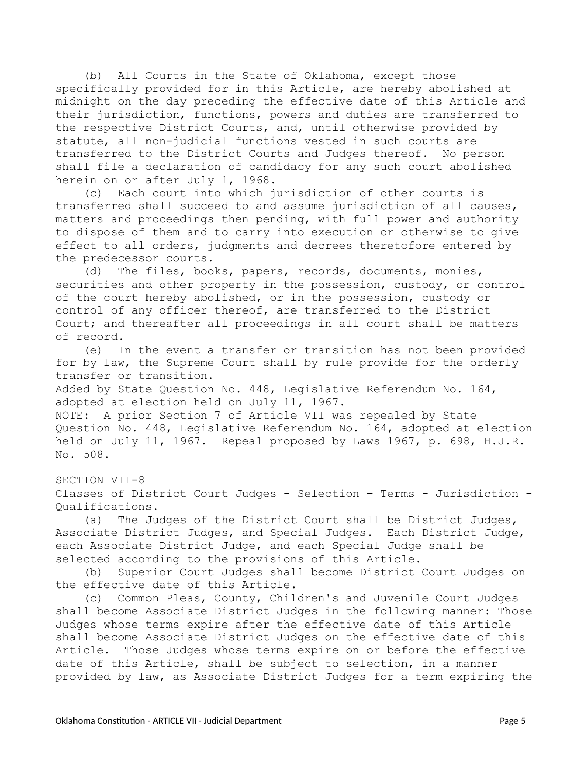(b) All Courts in the State of Oklahoma, except those specifically provided for in this Article, are hereby abolished at midnight on the day preceding the effective date of this Article and their jurisdiction, functions, powers and duties are transferred to the respective District Courts, and, until otherwise provided by statute, all non-judicial functions vested in such courts are transferred to the District Courts and Judges thereof. No person shall file a declaration of candidacy for any such court abolished herein on or after July 1, 1968.

(c) Each court into which jurisdiction of other courts is transferred shall succeed to and assume jurisdiction of all causes, matters and proceedings then pending, with full power and authority to dispose of them and to carry into execution or otherwise to give effect to all orders, judgments and decrees theretofore entered by the predecessor courts.

(d) The files, books, papers, records, documents, monies, securities and other property in the possession, custody, or control of the court hereby abolished, or in the possession, custody or control of any officer thereof, are transferred to the District Court; and thereafter all proceedings in all court shall be matters of record.

(e) In the event a transfer or transition has not been provided for by law, the Supreme Court shall by rule provide for the orderly transfer or transition.

Added by State Question No. 448, Legislative Referendum No. 164, adopted at election held on July 11, 1967.

NOTE: A prior Section 7 of Article VII was repealed by State Question No. 448, Legislative Referendum No. 164, adopted at election held on July 11, 1967. Repeal proposed by Laws 1967, p. 698, H.J.R. No. 508.

SECTION VII-8

Classes of District Court Judges - Selection - Terms - Jurisdiction - Qualifications.

(a) The Judges of the District Court shall be District Judges, Associate District Judges, and Special Judges. Each District Judge, each Associate District Judge, and each Special Judge shall be selected according to the provisions of this Article.

(b) Superior Court Judges shall become District Court Judges on the effective date of this Article.

(c) Common Pleas, County, Children's and Juvenile Court Judges shall become Associate District Judges in the following manner: Those Judges whose terms expire after the effective date of this Article shall become Associate District Judges on the effective date of this Article. Those Judges whose terms expire on or before the effective date of this Article, shall be subject to selection, in a manner provided by law, as Associate District Judges for a term expiring the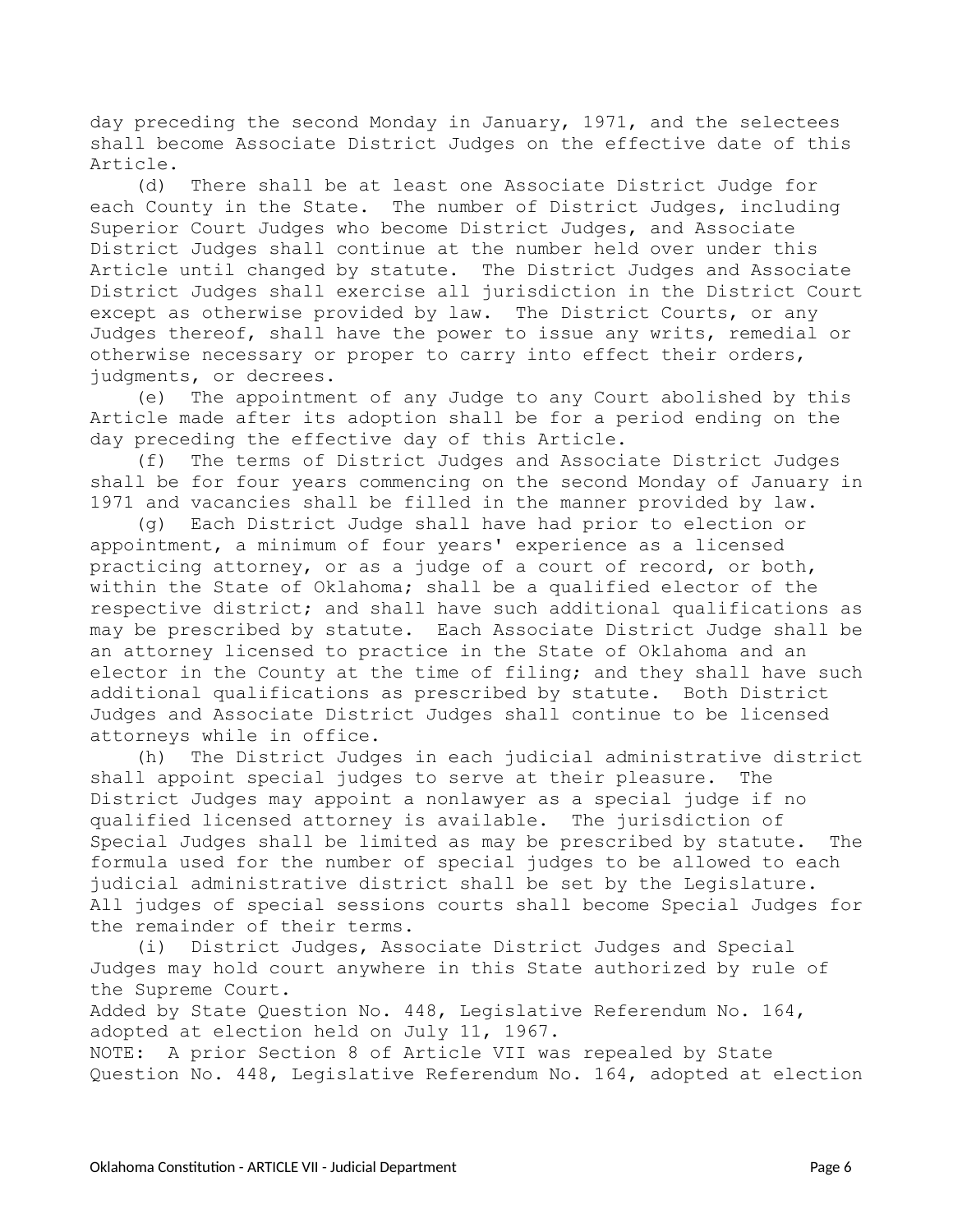day preceding the second Monday in January, 1971, and the selectees shall become Associate District Judges on the effective date of this Article.

(d) There shall be at least one Associate District Judge for each County in the State. The number of District Judges, including Superior Court Judges who become District Judges, and Associate District Judges shall continue at the number held over under this Article until changed by statute. The District Judges and Associate District Judges shall exercise all jurisdiction in the District Court except as otherwise provided by law. The District Courts, or any Judges thereof, shall have the power to issue any writs, remedial or otherwise necessary or proper to carry into effect their orders, judgments, or decrees.

(e) The appointment of any Judge to any Court abolished by this Article made after its adoption shall be for a period ending on the day preceding the effective day of this Article.

(f) The terms of District Judges and Associate District Judges shall be for four years commencing on the second Monday of January in 1971 and vacancies shall be filled in the manner provided by law.

(g) Each District Judge shall have had prior to election or appointment, a minimum of four years' experience as a licensed practicing attorney, or as a judge of a court of record, or both, within the State of Oklahoma; shall be a qualified elector of the respective district; and shall have such additional qualifications as may be prescribed by statute. Each Associate District Judge shall be an attorney licensed to practice in the State of Oklahoma and an elector in the County at the time of filing; and they shall have such additional qualifications as prescribed by statute. Both District Judges and Associate District Judges shall continue to be licensed attorneys while in office.

(h) The District Judges in each judicial administrative district shall appoint special judges to serve at their pleasure. The District Judges may appoint a nonlawyer as a special judge if no qualified licensed attorney is available. The jurisdiction of Special Judges shall be limited as may be prescribed by statute. The formula used for the number of special judges to be allowed to each judicial administrative district shall be set by the Legislature. All judges of special sessions courts shall become Special Judges for the remainder of their terms.

(i) District Judges, Associate District Judges and Special Judges may hold court anywhere in this State authorized by rule of the Supreme Court.

Added by State Question No. 448, Legislative Referendum No. 164, adopted at election held on July 11, 1967.

NOTE: A prior Section 8 of Article VII was repealed by State Question No. 448, Legislative Referendum No. 164, adopted at election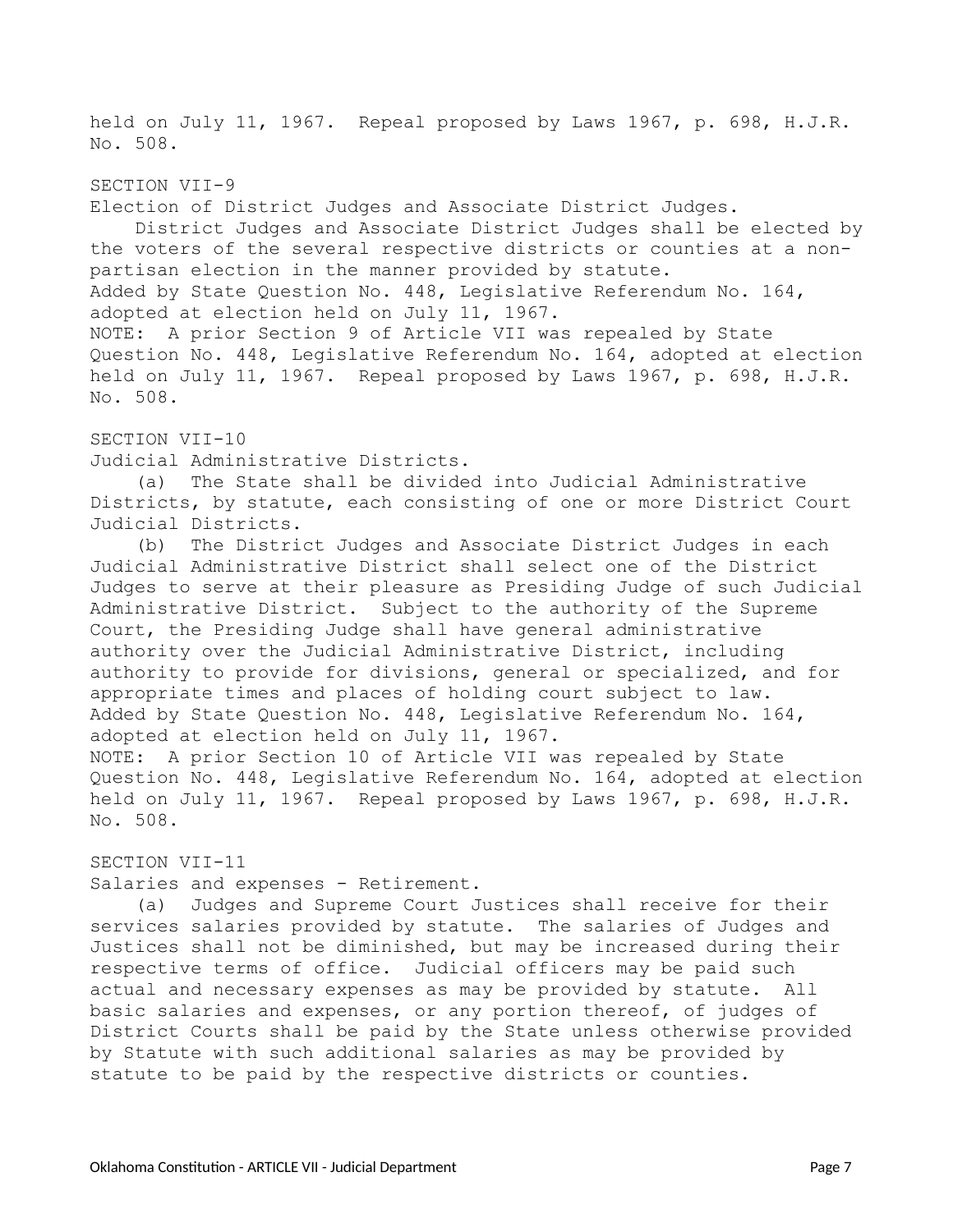held on July 11, 1967. Repeal proposed by Laws 1967, p. 698, H.J.R. No. 508.

SECTION VII-9

Election of District Judges and Associate District Judges.

District Judges and Associate District Judges shall be elected by the voters of the several respective districts or counties at a non-partisan election in the manner provided by statute.

Added by State Question No. 448, Legislative Referendum No. 164, adopted at election held on July 11, 1967.

NOTE: A prior Section 9 of Article VII was repealed by State Question No. 448, Legislative Referendum No. 164, adopted at election held on July 11, 1967. Repeal proposed by Laws 1967, p. 698, H.J.R. No. 508.

SECTION VII-10

Judicial Administrative Districts.

(a) The State shall be divided into Judicial Administrative Districts, by statute, each consisting of one or more District Court Judicial Districts.

(b) The District Judges and Associate District Judges in each Judicial Administrative District shall select one of the District Judges to serve at their pleasure as Presiding Judge of such Judicial Administrative District. Subject to the authority of the Supreme Court, the Presiding Judge shall have general administrative authority over the Judicial Administrative District, including authority to provide for divisions, general or specialized, and for appropriate times and places of holding court subject to law.

Added by State Question No. 448, Legislative Referendum No. 164, adopted at election held on July 11, 1967.

NOTE: A prior Section 10 of Article VII was repealed by State Question No. 448, Legislative Referendum No. 164, adopted at election held on July 11, 1967. Repeal proposed by Laws 1967, p. 698, H.J.R. No. 508.

SECTION VII-11

Salaries and expenses - Retirement.

(a) Judges and Supreme Court Justices shall receive for their services salaries provided by statute. The salaries of Judges and Justices shall not be diminished, but may be increased during their respective terms of office. Judicial officers may be paid such actual and necessary expenses as may be provided by statute. All basic salaries and expenses, or any portion thereof, of judges of District Courts shall be paid by the State unless otherwise provided by Statute with such additional salaries as may be provided by statute to be paid by the respective districts or counties.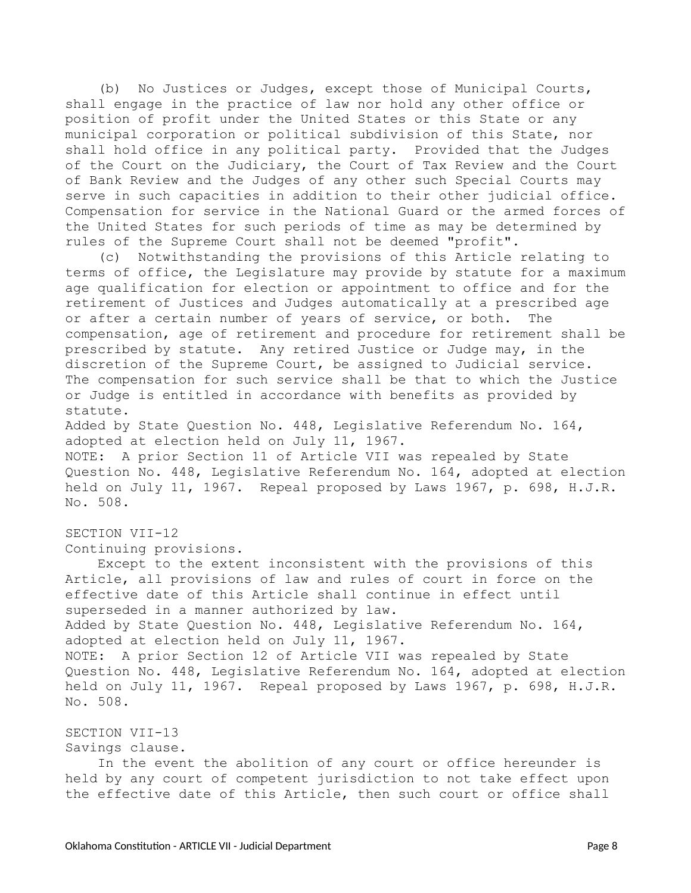(b) No Justices or Judges, except those of Municipal Courts, shall engage in the practice of law nor hold any other office or position of profit under the United States or this State or any municipal corporation or political subdivision of this State, nor shall hold office in any political party. Provided that the Judges of the Court on the Judiciary, the Court of Tax Review and the Court of Bank Review and the Judges of any other such Special Courts may serve in such capacities in addition to their other judicial office. Compensation for service in the National Guard or the armed forces of the United States for such periods of time as may be determined by rules of the Supreme Court shall not be deemed "profit".

(c) Notwithstanding the provisions of this Article relating to terms of office, the Legislature may provide by statute for a maximum age qualification for election or appointment to office and for the retirement of Justices and Judges automatically at a prescribed age or after a certain number of years of service, or both. The compensation, age of retirement and procedure for retirement shall be prescribed by statute. Any retired Justice or Judge may, in the discretion of the Supreme Court, be assigned to Judicial service. The compensation for such service shall be that to which the Justice or Judge is entitled in accordance with benefits as provided by statute.

Added by State Question No. 448, Legislative Referendum No. 164, adopted at election held on July 11, 1967.

NOTE: A prior Section 11 of Article VII was repealed by State Question No. 448, Legislative Referendum No. 164, adopted at election held on July 11, 1967. Repeal proposed by Laws 1967, p. 698, H.J.R. No. 508.

SECTION VII-12

Continuing provisions.

Except to the extent inconsistent with the provisions of this Article, all provisions of law and rules of court in force on the effective date of this Article shall continue in effect until superseded in a manner authorized by law.

Added by State Question No. 448, Legislative Referendum No. 164, adopted at election held on July 11, 1967.

NOTE: A prior Section 12 of Article VII was repealed by State Question No. 448, Legislative Referendum No. 164, adopted at election held on July 11, 1967. Repeal proposed by Laws 1967, p. 698, H.J.R. No. 508.

SECTION VII-13

Savings clause.

In the event the abolition of any court or office hereunder is held by any court of competent jurisdiction to not take effect upon the effective date of this Article, then such court or office shall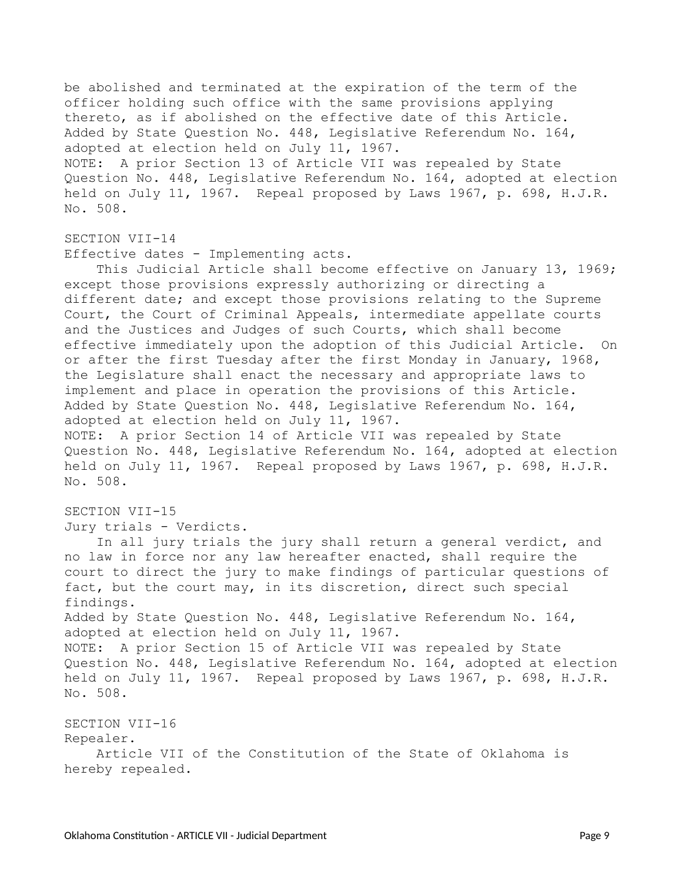be abolished and terminated at the expiration of the term of the officer holding such office with the same provisions applying thereto, as if abolished on the effective date of this Article.
Added by State Question No. 448, Legislative Referendum No. 164, adopted at election held on July 11, 1967.
NOTE: A prior Section 13 of Article VII was repealed by State Question No. 448, Legislative Referendum No. 164, adopted at election held on July 11, 1967. Repeal proposed by Laws 1967, p. 698, H.J.R. No. 508.

SECTION VII-14
Effective dates - Implementing acts.

This Judicial Article shall become effective on January 13, 1969; except those provisions expressly authorizing or directing a different date; and except those provisions relating to the Supreme Court, the Court of Criminal Appeals, intermediate appellate courts and the Justices and Judges of such Courts, which shall become effective immediately upon the adoption of this Judicial Article. On or after the first Tuesday after the first Monday in January, 1968, the Legislature shall enact the necessary and appropriate laws to implement and place in operation the provisions of this Article.
Added by State Question No. 448, Legislative Referendum No. 164, adopted at election held on July 11, 1967.
NOTE: A prior Section 14 of Article VII was repealed by State Question No. 448, Legislative Referendum No. 164, adopted at election held on July 11, 1967. Repeal proposed by Laws 1967, p. 698, H.J.R. No. 508.

SECTION VII-15
Jury trials - Verdicts.

In all jury trials the jury shall return a general verdict, and no law in force nor any law hereafter enacted, shall require the court to direct the jury to make findings of particular questions of fact, but the court may, in its discretion, direct such special findings.
Added by State Question No. 448, Legislative Referendum No. 164, adopted at election held on July 11, 1967.
NOTE: A prior Section 15 of Article VII was repealed by State Question No. 448, Legislative Referendum No. 164, adopted at election held on July 11, 1967. Repeal proposed by Laws 1967, p. 698, H.J.R. No. 508.

SECTION VII-16
Repealer.

Article VII of the Constitution of the State of Oklahoma is hereby repealed.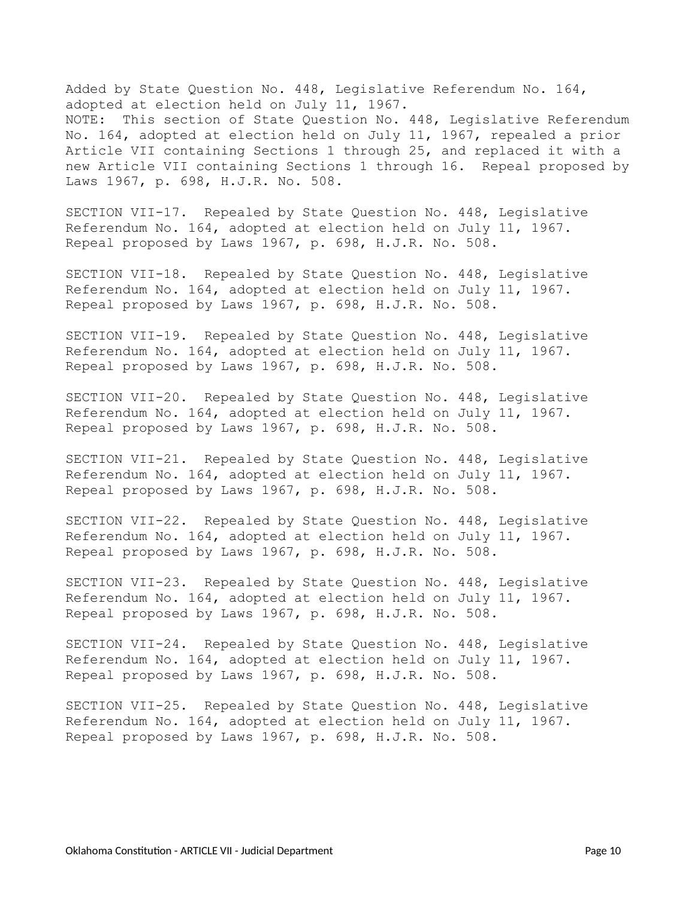Added by State Question No. 448, Legislative Referendum No. 164, adopted at election held on July 11, 1967.
NOTE: This section of State Question No. 448, Legislative Referendum No. 164, adopted at election held on July 11, 1967, repealed a prior Article VII containing Sections 1 through 25, and replaced it with a new Article VII containing Sections 1 through 16. Repeal proposed by Laws 1967, p. 698, H.J.R. No. 508.

SECTION VII-17. Repealed by State Question No. 448, Legislative Referendum No. 164, adopted at election held on July 11, 1967. Repeal proposed by Laws 1967, p. 698, H.J.R. No. 508.

SECTION VII-18. Repealed by State Question No. 448, Legislative Referendum No. 164, adopted at election held on July 11, 1967. Repeal proposed by Laws 1967, p. 698, H.J.R. No. 508.

SECTION VII-19. Repealed by State Question No. 448, Legislative Referendum No. 164, adopted at election held on July 11, 1967. Repeal proposed by Laws 1967, p. 698, H.J.R. No. 508.

SECTION VII-20. Repealed by State Question No. 448, Legislative Referendum No. 164, adopted at election held on July 11, 1967. Repeal proposed by Laws 1967, p. 698, H.J.R. No. 508.

SECTION VII-21. Repealed by State Question No. 448, Legislative Referendum No. 164, adopted at election held on July 11, 1967. Repeal proposed by Laws 1967, p. 698, H.J.R. No. 508.

SECTION VII-22. Repealed by State Question No. 448, Legislative Referendum No. 164, adopted at election held on July 11, 1967. Repeal proposed by Laws 1967, p. 698, H.J.R. No. 508.

SECTION VII-23. Repealed by State Question No. 448, Legislative Referendum No. 164, adopted at election held on July 11, 1967. Repeal proposed by Laws 1967, p. 698, H.J.R. No. 508.

SECTION VII-24. Repealed by State Question No. 448, Legislative Referendum No. 164, adopted at election held on July 11, 1967. Repeal proposed by Laws 1967, p. 698, H.J.R. No. 508.

SECTION VII-25. Repealed by State Question No. 448, Legislative Referendum No. 164, adopted at election held on July 11, 1967. Repeal proposed by Laws 1967, p. 698, H.J.R. No. 508.